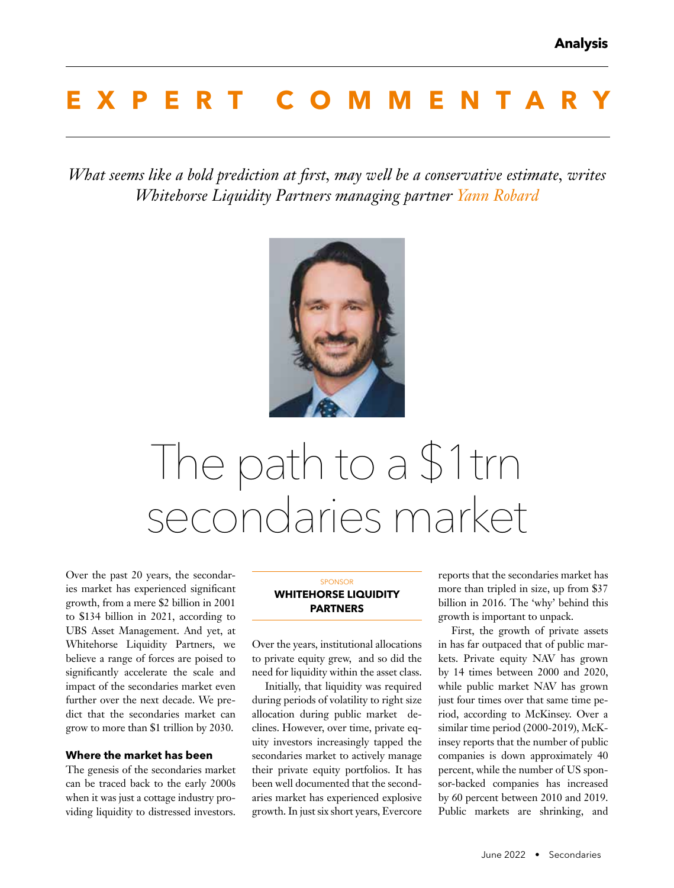# EXPERT COMMENTARY

*What seems like a bold prediction at first, may well be a conservative estimate, writes Whitehorse Liquidity Partners managing partner Yann Robard*

# The path to a $1trn secondaries market

Over the past 20 years, the secondaries market has experienced significant growth, from a mere $2 billion in 2001 to $134 billion in 2021, according to UBS Asset Management. And yet, at Whitehorse Liquidity Partners, we believe a range of forces are poised to significantly accelerate the scale and impact of the secondaries market even further over the next decade. We predict that the secondaries market can grow to more than $1 trillion by 2030.

SPONSOR
**WHITEHORSE LIQUIDITY PARTNERS**

### Where the market has been

The genesis of the secondaries market can be traced back to the early 2000s when it was just a cottage industry providing liquidity to distressed investors. Over the years, institutional allocations to private equity grew, and so did the need for liquidity within the asset class.

Initially, that liquidity was required during periods of volatility to right size allocation during public market declines. However, over time, private equity investors increasingly tapped the secondaries market to actively manage their private equity portfolios. It has been well documented that the secondaries market has experienced explosive growth. In just six short years, Evercore reports that the secondaries market has more than tripled in size, up from $37 billion in 2016. The 'why' behind this growth is important to unpack.

First, the growth of private assets in has far outpaced that of public markets. Private equity NAV has grown by 14 times between 2000 and 2020, while public market NAV has grown just four times over that same time period, according to McKinsey. Over a similar time period (2000-2019), McKinsey reports that the number of public companies is down approximately 40 percent, while the number of US sponsor-backed companies has increased by 60 percent between 2010 and 2019. Public markets are shrinking, and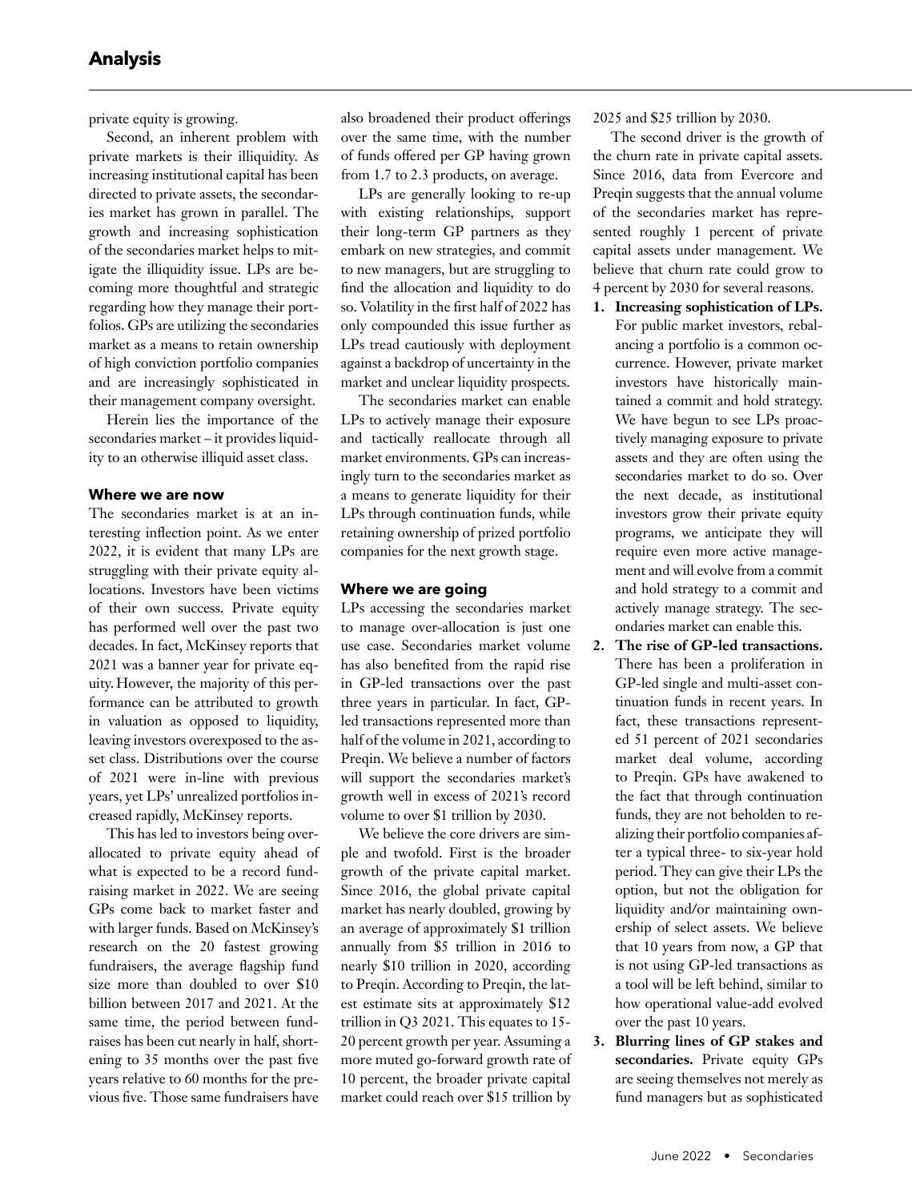private equity is growing.

Second, an inherent problem with private markets is their illiquidity. As increasing institutional capital has been directed to private assets, the secondaries market has grown in parallel. The growth and increasing sophistication of the secondaries market helps to mitigate the illiquidity issue. LPs are becoming more thoughtful and strategic regarding how they manage their portfolios. GPs are utilizing the secondaries market as a means to retain ownership of high conviction portfolio companies and are increasingly sophisticated in their management company oversight.

Herein lies the importance of the secondaries market – it provides liquidity to an otherwise illiquid asset class.

### Where we are now

The secondaries market is at an interesting inflection point. As we enter 2022, it is evident that many LPs are struggling with their private equity allocations. Investors have been victims of their own success. Private equity has performed well over the past two decades. In fact, McKinsey reports that 2021 was a banner year for private equity. However, the majority of this performance can be attributed to growth in valuation as opposed to liquidity, leaving investors overexposed to the asset class. Distributions over the course of 2021 were in-line with previous years, yet LPs' unrealized portfolios increased rapidly, McKinsey reports.

This has led to investors being over-allocated to private equity ahead of what is expected to be a record fundraising market in 2022. We are seeing GPs come back to market faster and with larger funds. Based on McKinsey's research on the 20 fastest growing fundraisers, the average flagship fund size more than doubled to over $10 billion between 2017 and 2021. At the same time, the period between fundraises has been cut nearly in half, shortening to 35 months over the past five years relative to 60 months for the previous five. Those same fundraisers have also broadened their product offerings over the same time, with the number of funds offered per GP having grown from 1.7 to 2.3 products, on average.

LPs are generally looking to re-up with existing relationships, support their long-term GP partners as they embark on new strategies, and commit to new managers, but are struggling to find the allocation and liquidity to do so. Volatility in the first half of 2022 has only compounded this issue further as LPs tread cautiously with deployment against a backdrop of uncertainty in the market and unclear liquidity prospects.

The secondaries market can enable LPs to actively manage their exposure and tactically reallocate through all market environments. GPs can increasingly turn to the secondaries market as a means to generate liquidity for their LPs through continuation funds, while retaining ownership of prized portfolio companies for the next growth stage.

### Where we are going

LPs accessing the secondaries market to manage over-allocation is just one use case. Secondaries market volume has also benefited from the rapid rise in GP-led transactions over the past three years in particular. In fact, GP-led transactions represented more than half of the volume in 2021, according to Preqin. We believe a number of factors will support the secondaries market's growth well in excess of 2021's record volume to over $1 trillion by 2030.

We believe the core drivers are simple and twofold. First is the broader growth of the private capital market. Since 2016, the global private capital market has nearly doubled, growing by an average of approximately $1 trillion annually from $5 trillion in 2016 to nearly $10 trillion in 2020, according to Preqin. According to Preqin, the latest estimate sits at approximately $12 trillion in Q3 2021. This equates to 15-20 percent growth per year. Assuming a more muted go-forward growth rate of 10 percent, the broader private capital market could reach over $15 trillion by 2025 and $25 trillion by 2030.

The second driver is the growth of the churn rate in private capital assets. Since 2016, data from Evercore and Preqin suggests that the annual volume of the secondaries market has represented roughly 1 percent of private capital assets under management. We believe that churn rate could grow to 4 percent by 2030 for several reasons.

1. **Increasing sophistication of LPs.** For public market investors, rebalancing a portfolio is a common occurrence. However, private market investors have historically maintained a commit and hold strategy. We have begun to see LPs proactively managing exposure to private assets and they are often using the secondaries market to do so. Over the next decade, as institutional investors grow their private equity programs, we anticipate they will require even more active management and will evolve from a commit and hold strategy to a commit and actively manage strategy. The secondaries market can enable this.
2. **The rise of GP-led transactions.** There has been a proliferation in GP-led single and multi-asset continuation funds in recent years. In fact, these transactions represented 51 percent of 2021 secondaries market deal volume, according to Preqin. GPs have awakened to the fact that through continuation funds, they are not beholden to realizing their portfolio companies after a typical three- to six-year hold period. They can give their LPs the option, but not the obligation for liquidity and/or maintaining ownership of select assets. We believe that 10 years from now, a GP that is not using GP-led transactions as a tool will be left behind, similar to how operational value-add evolved over the past 10 years.
3. **Blurring lines of GP stakes and secondaries.** Private equity GPs are seeing themselves not merely as fund managers but as sophisticated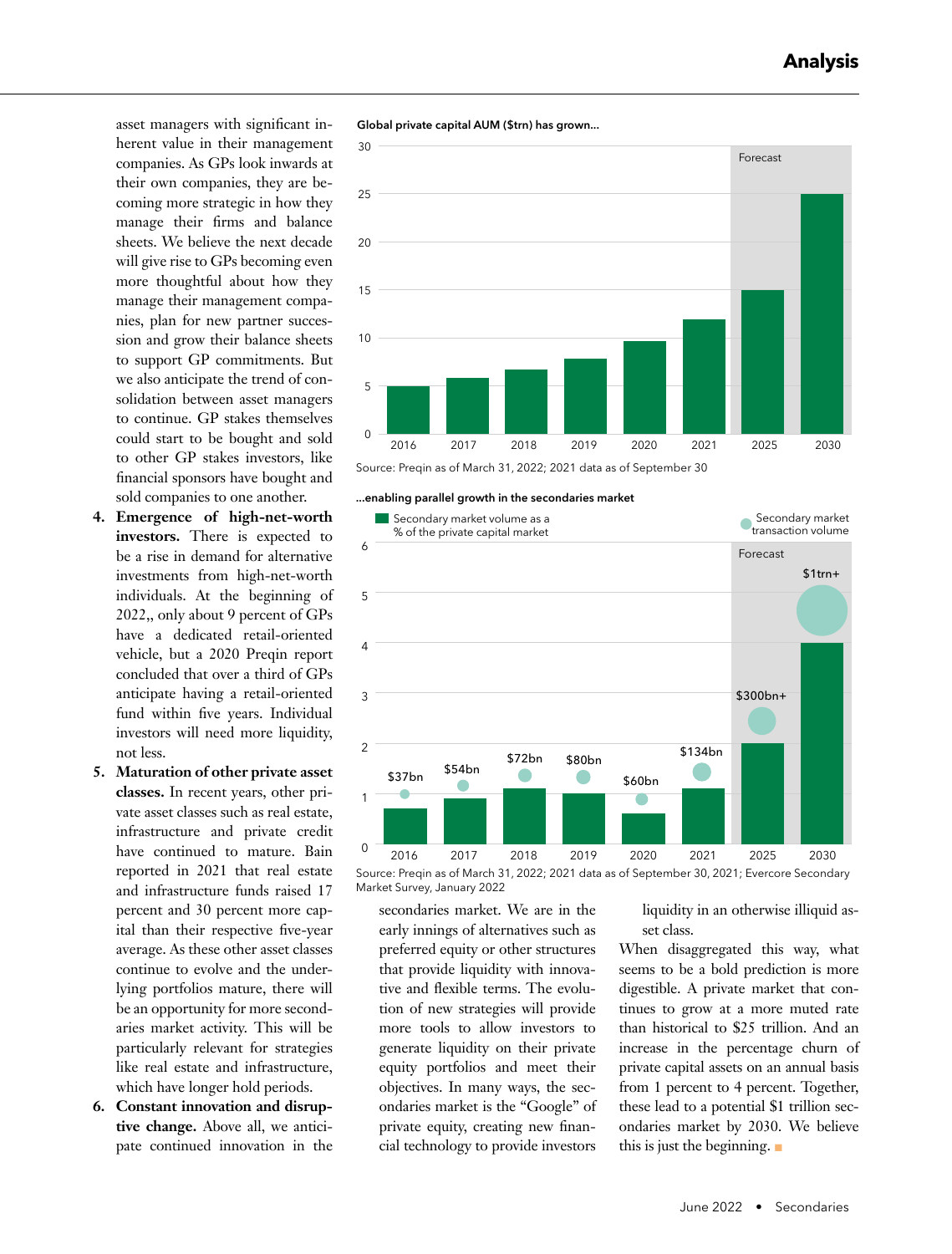asset managers with significant inherent value in their management companies. As GPs look inwards at their own companies, they are becoming more strategic in how they manage their firms and balance sheets. We believe the next decade will give rise to GPs becoming even more thoughtful about how they manage their management companies, plan for new partner succession and grow their balance sheets to support GP commitments. But we also anticipate the trend of consolidation between asset managers to continue. GP stakes themselves could start to be bought and sold to other GP stakes investors, like financial sponsors have bought and sold companies to one another.

4. **Emergence of high-net-worth investors.** There is expected to be a rise in demand for alternative investments from high-net-worth individuals. At the beginning of 2022,, only about 9 percent of GPs have a dedicated retail-oriented vehicle, but a 2020 Preqin report concluded that over a third of GPs anticipate having a retail-oriented fund within five years. Individual investors will need more liquidity, not less.
5. **Maturation of other private asset classes.** In recent years, other private asset classes such as real estate, infrastructure and private credit have continued to mature. Bain reported in 2021 that real estate and infrastructure funds raised 17 percent and 30 percent more capital than their respective five-year average. As these other asset classes continue to evolve and the underlying portfolios mature, there will be an opportunity for more secondaries market activity. This will be particularly relevant for strategies like real estate and infrastructure, which have longer hold periods.
6. **Constant innovation and disruptive change.** Above all, we anticipate continued innovation in the secondaries market. We are in the early innings of alternatives such as preferred equity or other structures that provide liquidity with innovative and flexible terms. The evolution of new strategies will provide more tools to allow investors to generate liquidity on their private equity portfolios and meet their objectives. In many ways, the secondaries market is the "Google" of private equity, creating new financial technology to provide investors liquidity in an otherwise illiquid asset class.

When disaggregated this way, what seems to be a bold prediction is more digestible. A private market that continues to grow at a more muted rate than historical to \$25 trillion. And an increase in the percentage churn of private capital assets on an annual basis from 1 percent to 4 percent. Together, these lead to a potential \$1 trillion secondaries market by 2030. We believe this is just the beginning.

**Global private capital AUM ($trn) has grown...**

Forecast

0, 5, 10, 15, 20, 25, 30

2016, 2017, 2018, 2019, 2020, 2021, 2025, 2030

Source: Preqin as of March 31, 2022; 2021 data as of September 30

**...enabling parallel growth in the secondaries market**

Secondary market volume as a % of the private capital market

Secondary market transaction volume

Forecast

0, 1, 2, 3, 4, 5, 6

\$37bn, \$54bn, \$72bn, \$80bn, \$60bn, \$134bn, \$300bn+, \$1trn+

2016, 2017, 2018, 2019, 2020, 2021, 2025, 2030

Source: Preqin as of March 31, 2022; 2021 data as of September 30, 2021; Evercore Secondary Market Survey, January 2022